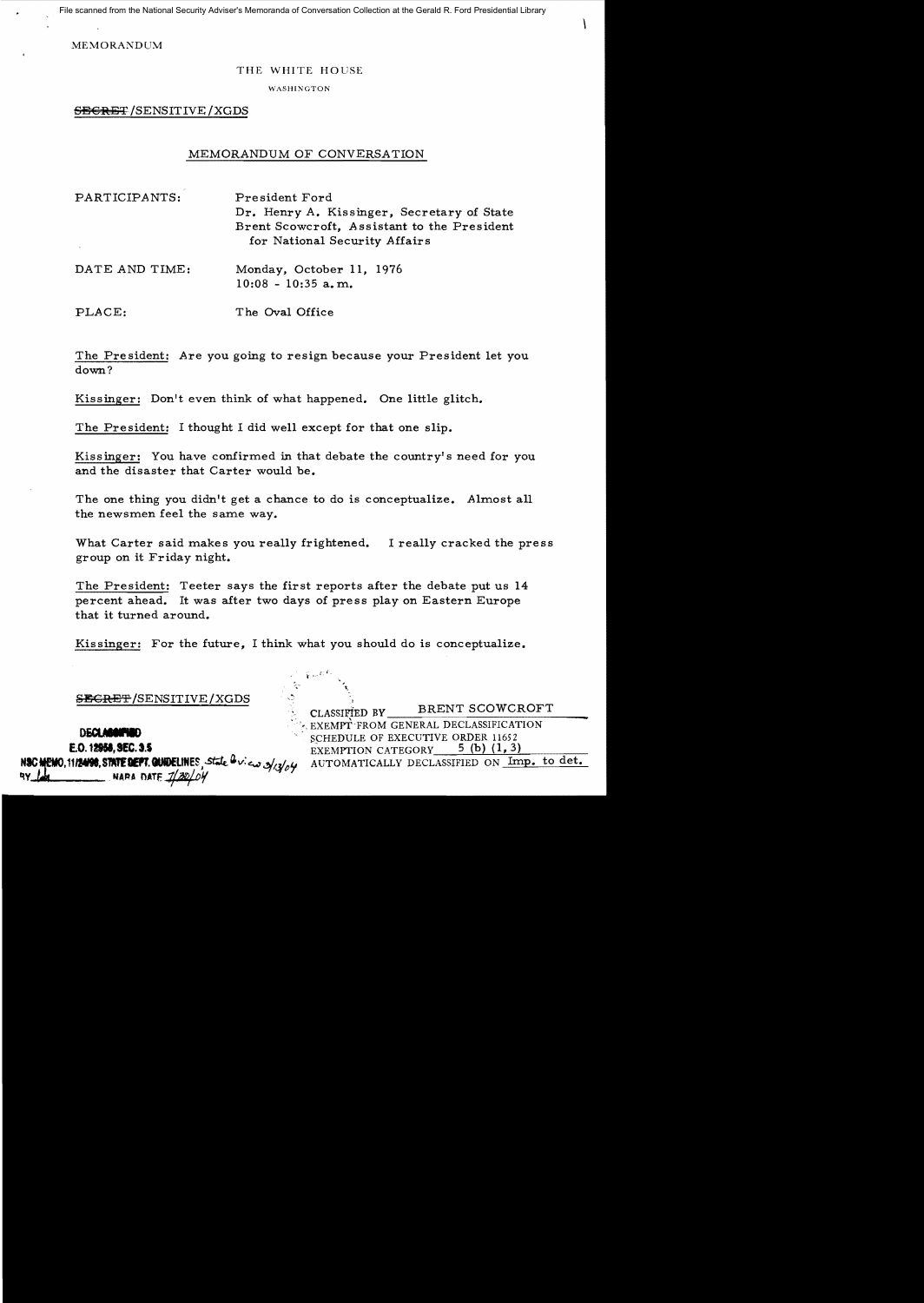File scanned from the National Security Adviser's Memoranda of Conversation Collection at the Gerald R. Ford Presidential Library

MEMORANDUM

THE WHITE HOUSE

WASHINGTON

~~SECRET~~/SENSITIVE/XGDS

# MEMORANDUM OF CONVERSATION

PARTICIPANTS: President Ford
Dr. Henry A. Kissinger, Secretary of State
Brent Scowcroft, Assistant to the President for National Security Affairs

DATE AND TIME: Monday, October 11, 1976
10:08 - 10:35 a.m.

PLACE: The Oval Office

The President: Are you going to resign because your President let you down?

Kissinger: Don't even think of what happened. One little glitch.

The President: I thought I did well except for that one slip.

Kissinger: You have confirmed in that debate the country's need for you and the disaster that Carter would be.

The one thing you didn't get a chance to do is conceptualize. Almost all the newsmen feel the same way.

What Carter said makes you really frightened. I really cracked the press group on it Friday night.

The President: Teeter says the first reports after the debate put us 14 percent ahead. It was after two days of press play on Eastern Europe that it turned around.

Kissinger: For the future, I think what you should do is conceptualize.

~~SECRET~~/SENSITIVE/XGDS

CLASSIFIED BY BRENT SCOWCROFT
EXEMPT FROM GENERAL DECLASSIFICATION SCHEDULE OF EXECUTIVE ORDER 11652
EXEMPTION CATEGORY 5 (b) (1, 3)
AUTOMATICALLY DECLASSIFIED ON Imp. to det.

DECLASSIFIED
E.O. 12958, SEC. 3.5
NSC MEMO, 11/24/98, STATE DEPT. GUIDELINES State Review 3/13/04
BY [illegible] NARA DATE 7/30/04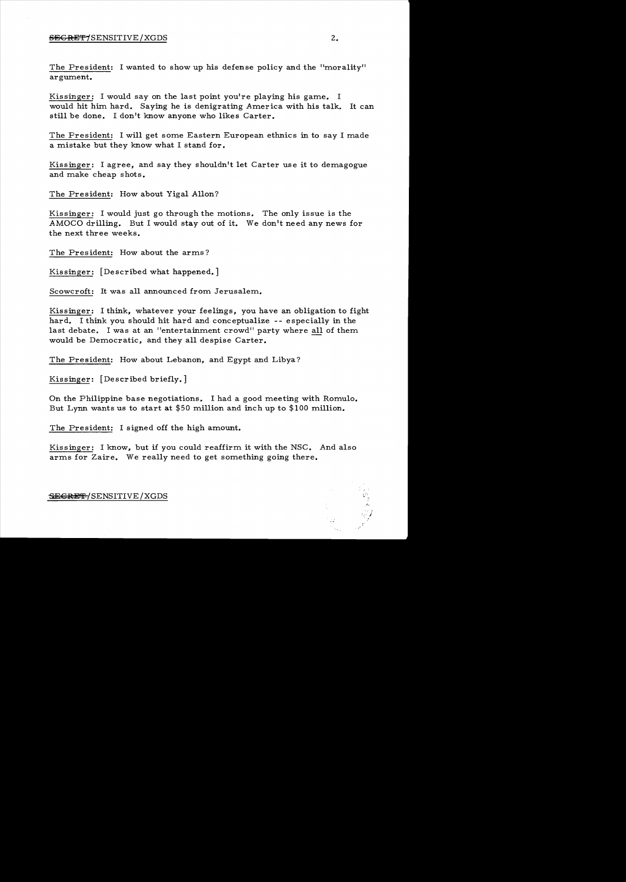The President: I wanted to show up his defense policy and the "morality" argument.

Kissinger: I would say on the last point you're playing his game. I would hit him hard. Saying he is denigrating America with his talk. It can still be done. I don't know anyone who likes Carter.

The President: I will get some Eastern European ethnics in to say I made a mistake but they know what I stand for.

Kissinger: I agree, and say they shouldn't let Carter use it to demagogue and make cheap shots.

The President: How about Yigal Allon?

Kissinger: I would just go through the motions. The only issue is the AMOCO drilling. But I would stay out of it. We don't need any news for the next three weeks.

The President: How about the arms?

Kissinger: [Described what happened.]

Scowcroft: It was all announced from Jerusalem.

Kissinger: I think, whatever your feelings, you have an obligation to fight hard. I think you should hit hard and conceptualize -- especially in the last debate. I was at an "entertainment crowd" party where all of them would be Democratic, and they all despise Carter.

The President: How about Lebanon, and Egypt and Libya?

Kissinger: [Described briefly.]

On the Philippine base negotiations. I had a good meeting with Romulo. But Lynn wants us to start at $50 million and inch up to $100 million.

The President: I signed off the high amount.

Kissinger: I know, but if you could reaffirm it with the NSC. And also arms for Zaire. We really need to get something going there.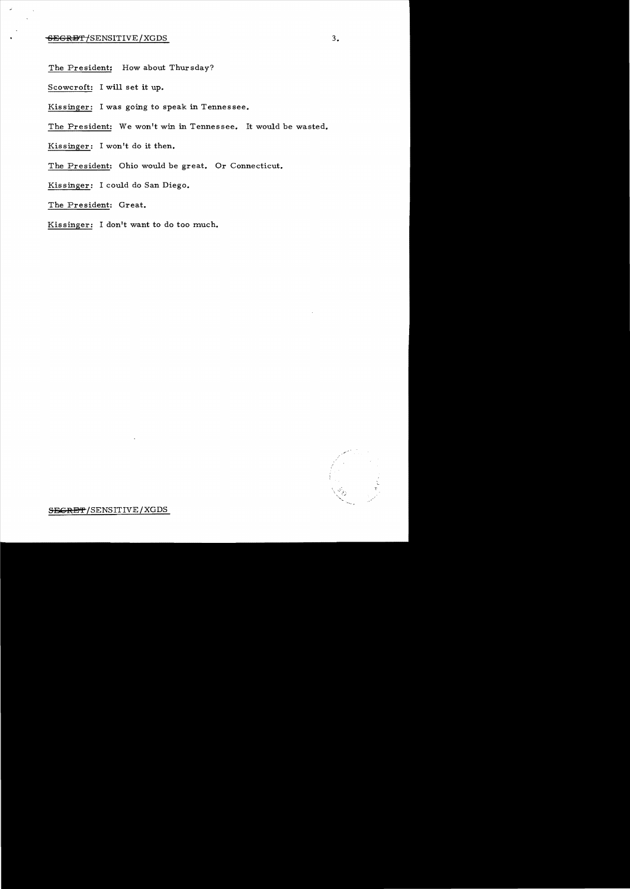The President: How about Thursday?

Scowcroft: I will set it up.

Kissinger: I was going to speak in Tennessee.

The President: We won't win in Tennessee. It would be wasted.

Kissinger: I won't do it then.

The President: Ohio would be great. Or Connecticut.

Kissinger: I could do San Diego.

The President: Great.

Kissinger: I don't want to do too much.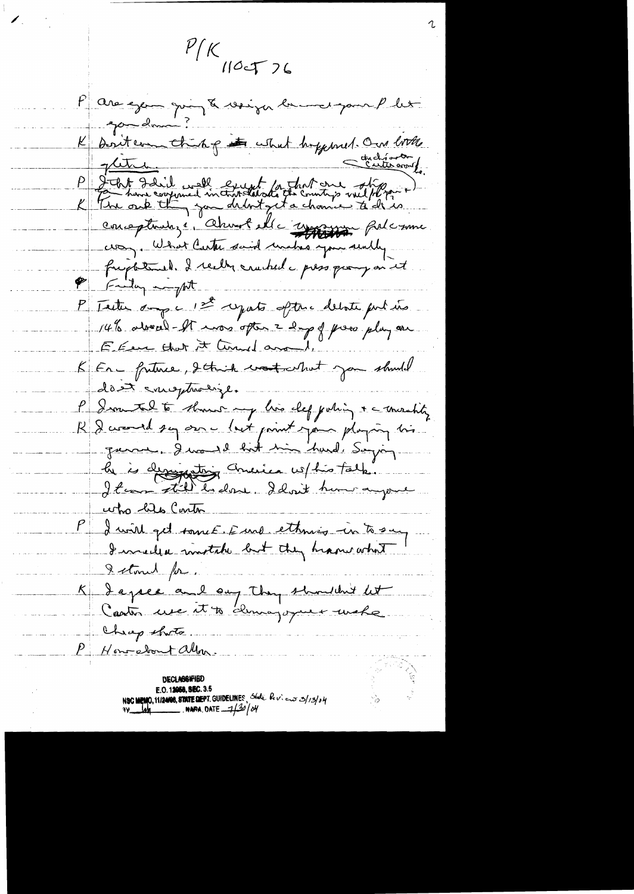P/K
11 Oct 76

P Are you going to resign because your P let you down?

K Don't even think of what happened. Our little gletch. *the dictator* *Carter crowd*

P I thot I did well except for that one slip.
*I have conversed in these states the country's will help*

K The only thing you didn't get a chance to do is conceptualize, almost all unknown Polish move away. What Carter said makes you really frightened. I really cracked a press group on it Friday night.

P Teeter says 1st reports after debate put us 14% ahead — It was after 2 days of press play we Even that it turned around.

K In future, I think what that you should do is conceptualize.

P I wanted to show my his def policy + immorality.

K I would say on last point you playing his game. I would hit him hard. Saying he is denigrating America w/ his talk. It can still be done. I don't know anyone who likes Carter.

P I will get some E. Euro ethnics in to say I made a mistake but they know what I stand for.

K I agree and say they shouldn't let Carter use it to demagogue + make cheap shots.

P How about Albn.

DECLASSIFIED
E.O. 12958, SEC. 3.5
NSC MEMO, 11/24/98, STATE DEPT. GUIDELINES, State Review 3/13/04
BY [illegible] NARA, DATE 7/30/04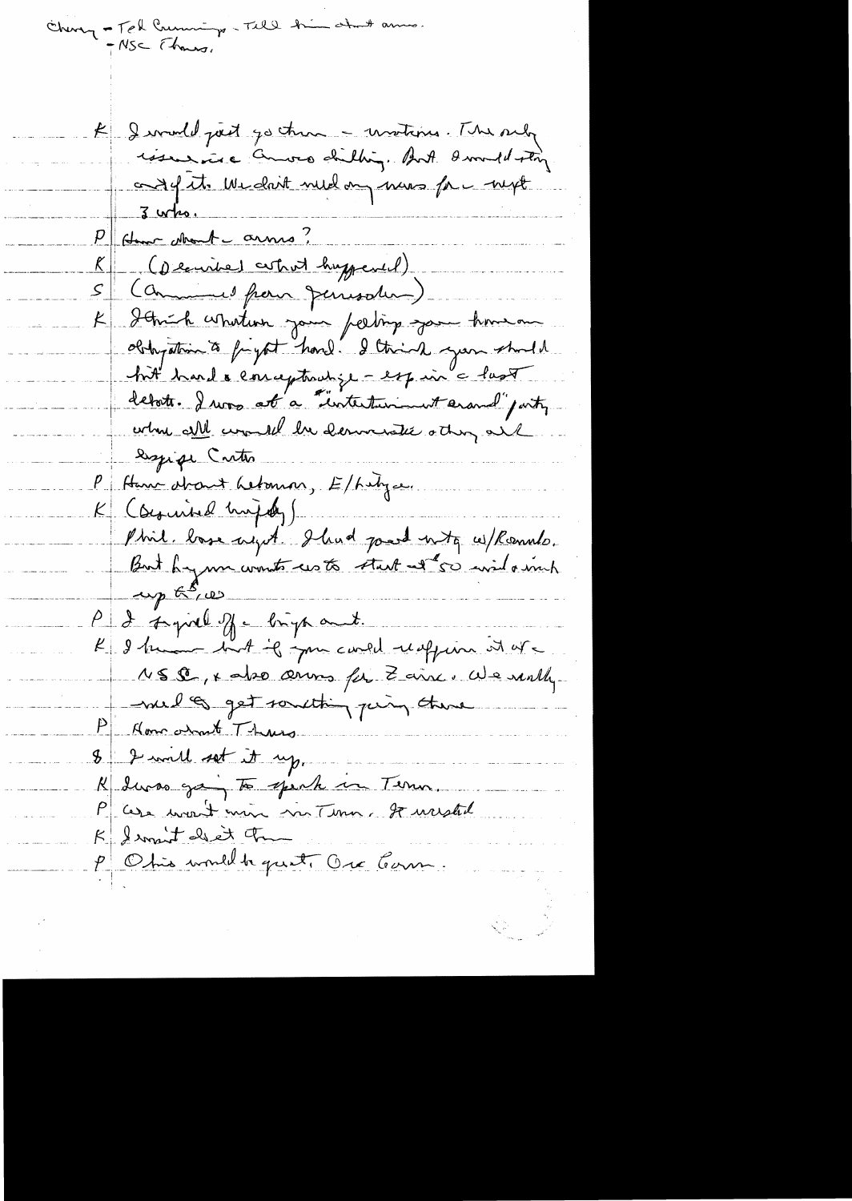Cheney - Ted Cummings - Tell him about arms.
- NSC Thurs.

K I would just go there - visit... The only issue is a Ames drilling. But I would stay out of it. We don't need any news for a next 3 wks.

P How about - arms?

K (Described what happened)

S (Announced from Jerusalem)

K I think whatever your feeling you have an obligation to fight hard. I think you should hit hard & conceptualize - esp in a last debate. I was at a "entertainment award" party where all would be democrats & they all despise Carter

P How about Lebanon, E/Latyca.

K (Described briefly)

Phil. base mgt. I had good mtg w/Romulo. But Ingram wants us to start at 50 and work up to 65.

P I figured off a bright aunt.

K I know but if you could reaffirm it at a NSC, & also arms for Zaire. We really need to get something going there

P How about Thurs.

S I will set it up.

K I was going to speak in Tenn.

P We won't win in Tenn. It wasted

K I won't do it then

P Ohio would be great. Or Conn.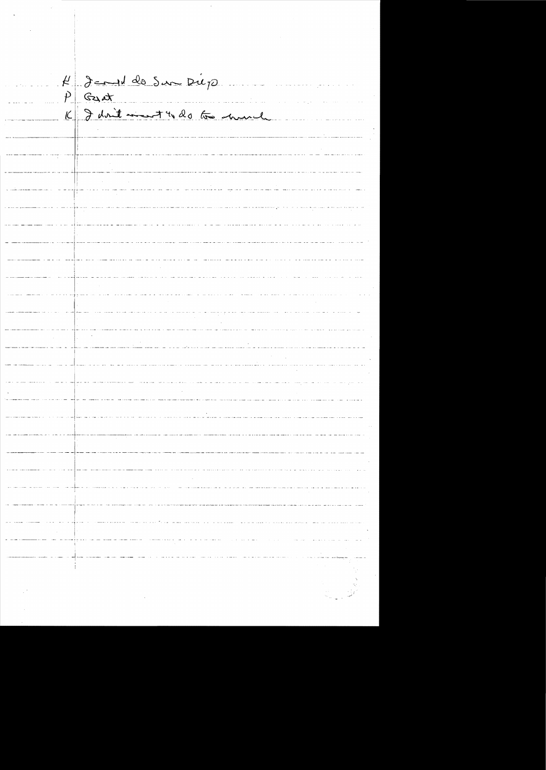K I could do San Diego

P Great

K I don't want to do too much